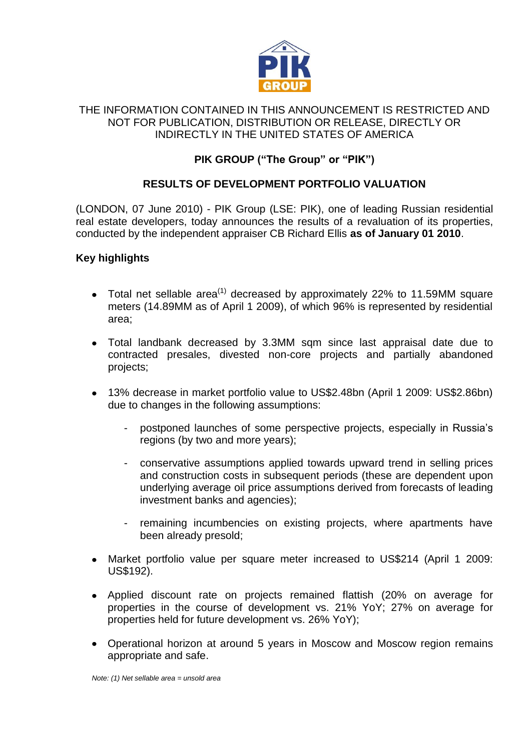THE INFORMATION CONTAINED IN THIS ANNOUNCEMENT IS RESTRICTED AND NOT FOR PUBLICATION, DISTRIBUTION OR RELEASE, DIRECTLY OR INDIRECTLY IN THE UNITED STATES OF AMERICA

**PIK GROUP ("The Group" or "PIK")**

**RESULTS OF DEVELOPMENT PORTFOLIO VALUATION**

(LONDON, 07 June 2010) - PIK Group (LSE: PIK), one of leading Russian residential real estate developers, today announces the results of a revaluation of its properties, conducted by the independent appraiser CB Richard Ellis **as of January 01 2010**.

**Key highlights**

- Total net sellable area(1) decreased by approximately 22% to 11.59MM square meters (14.89MM as of April 1 2009), of which 96% is represented by residential area;
- Total landbank decreased by 3.3MM sqm since last appraisal date due to contracted presales, divested non-core projects and partially abandoned projects;
- 13% decrease in market portfolio value to US$2.48bn (April 1 2009: US$2.86bn) due to changes in the following assumptions:
  - postponed launches of some perspective projects, especially in Russia's regions (by two and more years);
  - conservative assumptions applied towards upward trend in selling prices and construction costs in subsequent periods (these are dependent upon underlying average oil price assumptions derived from forecasts of leading investment banks and agencies);
  - remaining incumbencies on existing projects, where apartments have been already presold;
- Market portfolio value per square meter increased to US$214 (April 1 2009: US$192).
- Applied discount rate on projects remained flattish (20% on average for properties in the course of development vs. 21% YoY; 27% on average for properties held for future development vs. 26% YoY);
- Operational horizon at around 5 years in Moscow and Moscow region remains appropriate and safe.

*Note: (1) Net sellable area = unsold area*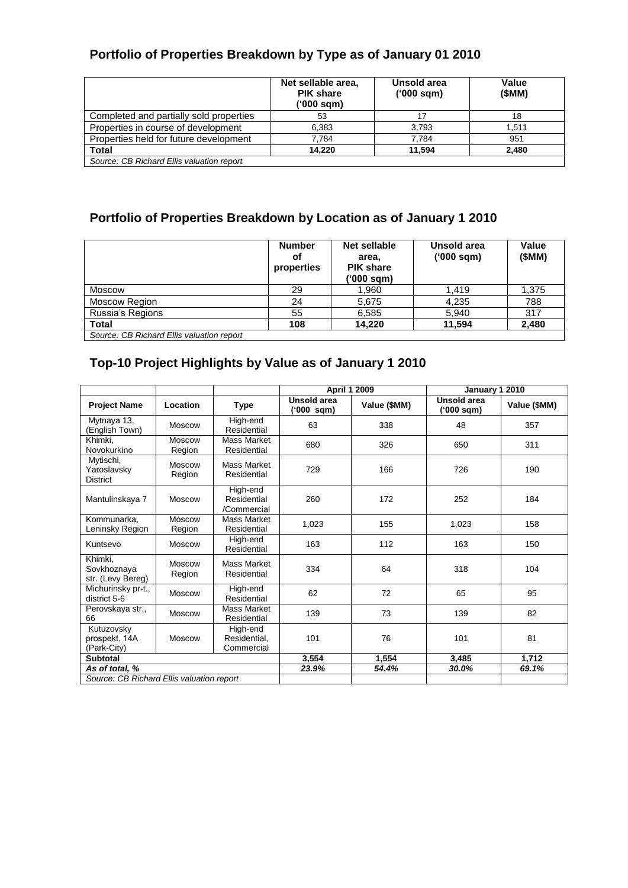## Portfolio of Properties Breakdown by Type as of January 01 2010

| | Net sellable area, PIK share ('000 sqm) | Unsold area ('000 sqm) | Value ($MM) |
|---|---|---|---|
| Completed and partially sold properties | 53 | 17 | 18 |
| Properties in course of development | 6,383 | 3,793 | 1,511 |
| Properties held for future development | 7,784 | 7,784 | 951 |
| **Total** | **14,220** | **11,594** | **2,480** |
| *Source: CB Richard Ellis valuation report* | | | |

## Portfolio of Properties Breakdown by Location as of January 1 2010

| | Number of properties | Net sellable area, PIK share ('000 sqm) | Unsold area ('000 sqm) | Value ($MM) |
|---|---|---|---|---|
| Moscow | 29 | 1,960 | 1,419 | 1,375 |
| Moscow Region | 24 | 5,675 | 4,235 | 788 |
| Russia's Regions | 55 | 6,585 | 5,940 | 317 |
| **Total** | **108** | **14,220** | **11,594** | **2,480** |
| *Source: CB Richard Ellis valuation report* | | | | |

## Top-10 Project Highlights by Value as of January 1 2010

| | | | April 1 2009 | | January 1 2010 | |
|---|---|---|---|---|---|---|
| **Project Name** | **Location** | **Type** | **Unsold area ('000 sqm)** | **Value ($MM)** | **Unsold area ('000 sqm)** | **Value ($MM)** |
| Mytnaya 13, (English Town) | Moscow | High-end Residential | 63 | 338 | 48 | 357 |
| Khimki, Novokurkino | Moscow Region | Mass Market Residential | 680 | 326 | 650 | 311 |
| Mytischi, Yaroslavsky District | Moscow Region | Mass Market Residential | 729 | 166 | 726 | 190 |
| Mantulinskaya 7 | Moscow | High-end Residential /Commercial | 260 | 172 | 252 | 184 |
| Kommunarka, Leninsky Region | Moscow Region | Mass Market Residential | 1,023 | 155 | 1,023 | 158 |
| Kuntsevo | Moscow | High-end Residential | 163 | 112 | 163 | 150 |
| Khimki, Sovkhoznaya str. (Levy Bereg) | Moscow Region | Mass Market Residential | 334 | 64 | 318 | 104 |
| Michurinsky pr-t., district 5-6 | Moscow | High-end Residential | 62 | 72 | 65 | 95 |
| Perovskaya str., 66 | Moscow | Mass Market Residential | 139 | 73 | 139 | 82 |
| Kutuzovsky prospekt, 14A (Park-City) | Moscow | High-end Residential, Commercial | 101 | 76 | 101 | 81 |
| **Subtotal** | | | **3,554** | **1,554** | **3,485** | **1,712** |
| ***As of total, %*** | | | ***23.9%*** | ***54.4%*** | ***30.0%*** | ***69.1%*** |
| *Source: CB Richard Ellis valuation report* | | | | | | |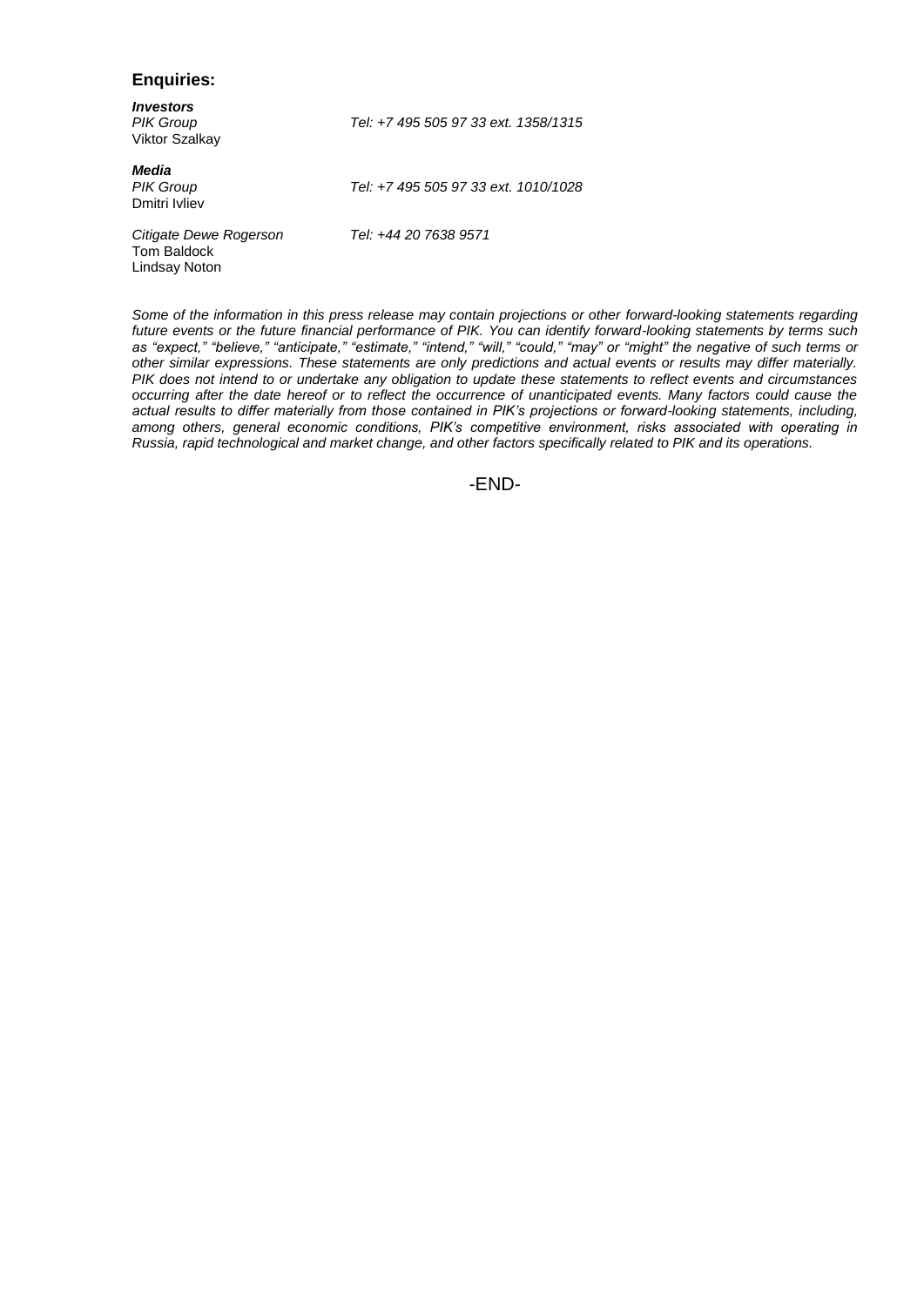## Enquiries:

***Investors***
*PIK Group* *Tel: +7 495 505 97 33 ext. 1358/1315*
Viktor Szalkay

***Media***
*PIK Group* *Tel: +7 495 505 97 33 ext. 1010/1028*
Dmitri Ivliev

*Citigate Dewe Rogerson* *Tel: +44 20 7638 9571*
Tom Baldock
Lindsay Noton

*Some of the information in this press release may contain projections or other forward-looking statements regarding future events or the future financial performance of PIK. You can identify forward-looking statements by terms such as "expect," "believe," "anticipate," "estimate," "intend," "will," "could," "may" or "might" the negative of such terms or other similar expressions. These statements are only predictions and actual events or results may differ materially. PIK does not intend to or undertake any obligation to update these statements to reflect events and circumstances occurring after the date hereof or to reflect the occurrence of unanticipated events. Many factors could cause the actual results to differ materially from those contained in PIK's projections or forward-looking statements, including, among others, general economic conditions, PIK's competitive environment, risks associated with operating in Russia, rapid technological and market change, and other factors specifically related to PIK and its operations.*

-END-